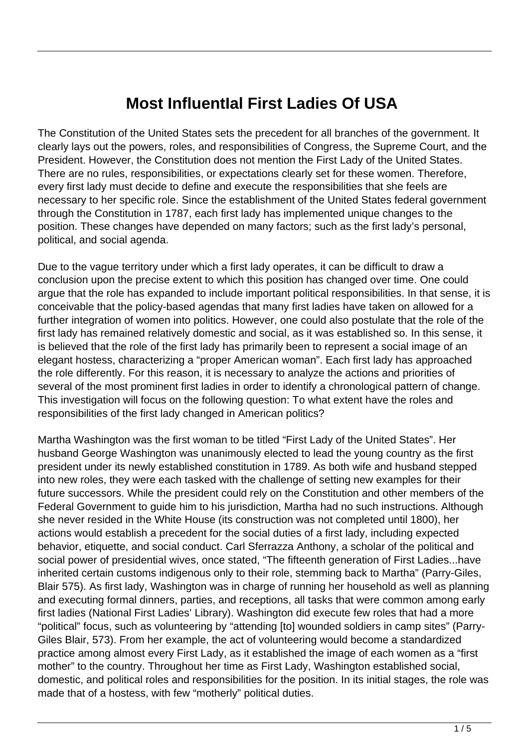# Most Influentlal First Ladies Of USA

The Constitution of the United States sets the precedent for all branches of the government. It clearly lays out the powers, roles, and responsibilities of Congress, the Supreme Court, and the President. However, the Constitution does not mention the First Lady of the United States. There are no rules, responsibilities, or expectations clearly set for these women. Therefore, every first lady must decide to define and execute the responsibilities that she feels are necessary to her specific role. Since the establishment of the United States federal government through the Constitution in 1787, each first lady has implemented unique changes to the position. These changes have depended on many factors; such as the first lady's personal, political, and social agenda.

Due to the vague territory under which a first lady operates, it can be difficult to draw a conclusion upon the precise extent to which this position has changed over time. One could argue that the role has expanded to include important political responsibilities. In that sense, it is conceivable that the policy-based agendas that many first ladies have taken on allowed for a further integration of women into politics. However, one could also postulate that the role of the first lady has remained relatively domestic and social, as it was established so. In this sense, it is believed that the role of the first lady has primarily been to represent a social image of an elegant hostess, characterizing a "proper American woman". Each first lady has approached the role differently. For this reason, it is necessary to analyze the actions and priorities of several of the most prominent first ladies in order to identify a chronological pattern of change. This investigation will focus on the following question: To what extent have the roles and responsibilities of the first lady changed in American politics?

Martha Washington was the first woman to be titled "First Lady of the United States". Her husband George Washington was unanimously elected to lead the young country as the first president under its newly established constitution in 1789. As both wife and husband stepped into new roles, they were each tasked with the challenge of setting new examples for their future successors. While the president could rely on the Constitution and other members of the Federal Government to guide him to his jurisdiction, Martha had no such instructions. Although she never resided in the White House (its construction was not completed until 1800), her actions would establish a precedent for the social duties of a first lady, including expected behavior, etiquette, and social conduct. Carl Sferrazza Anthony, a scholar of the political and social power of presidential wives, once stated, "The fifteenth generation of First Ladies...have inherited certain customs indigenous only to their role, stemming back to Martha" (Parry-Giles, Blair 575). As first lady, Washington was in charge of running her household as well as planning and executing formal dinners, parties, and receptions, all tasks that were common among early first ladies (National First Ladies' Library). Washington did execute few roles that had a more "political" focus, such as volunteering by "attending [to] wounded soldiers in camp sites" (Parry-Giles Blair, 573). From her example, the act of volunteering would become a standardized practice among almost every First Lady, as it established the image of each women as a "first mother" to the country. Throughout her time as First Lady, Washington established social, domestic, and political roles and responsibilities for the position. In its initial stages, the role was made that of a hostess, with few "motherly" political duties.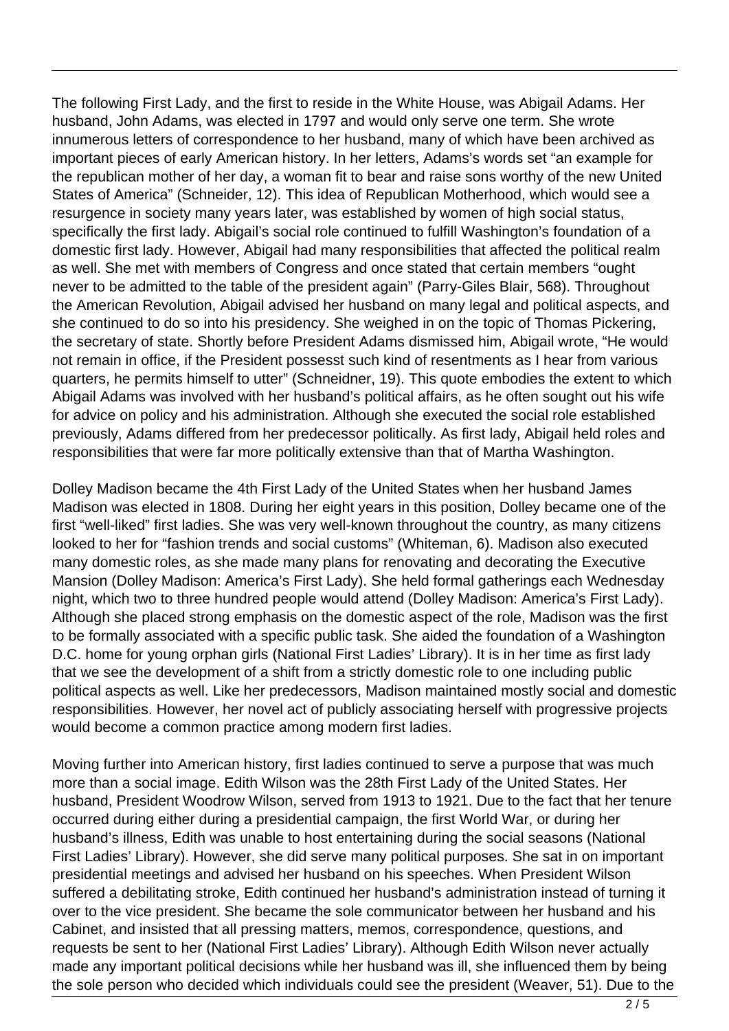The following First Lady, and the first to reside in the White House, was Abigail Adams. Her husband, John Adams, was elected in 1797 and would only serve one term. She wrote innumerous letters of correspondence to her husband, many of which have been archived as important pieces of early American history. In her letters, Adams's words set "an example for the republican mother of her day, a woman fit to bear and raise sons worthy of the new United States of America" (Schneider, 12). This idea of Republican Motherhood, which would see a resurgence in society many years later, was established by women of high social status, specifically the first lady. Abigail's social role continued to fulfill Washington's foundation of a domestic first lady. However, Abigail had many responsibilities that affected the political realm as well. She met with members of Congress and once stated that certain members "ought never to be admitted to the table of the president again" (Parry-Giles Blair, 568). Throughout the American Revolution, Abigail advised her husband on many legal and political aspects, and she continued to do so into his presidency. She weighed in on the topic of Thomas Pickering, the secretary of state. Shortly before President Adams dismissed him, Abigail wrote, "He would not remain in office, if the President possesst such kind of resentments as I hear from various quarters, he permits himself to utter" (Schneidner, 19). This quote embodies the extent to which Abigail Adams was involved with her husband's political affairs, as he often sought out his wife for advice on policy and his administration. Although she executed the social role established previously, Adams differed from her predecessor politically. As first lady, Abigail held roles and responsibilities that were far more politically extensive than that of Martha Washington.

Dolley Madison became the 4th First Lady of the United States when her husband James Madison was elected in 1808. During her eight years in this position, Dolley became one of the first "well-liked" first ladies. She was very well-known throughout the country, as many citizens looked to her for "fashion trends and social customs" (Whiteman, 6). Madison also executed many domestic roles, as she made many plans for renovating and decorating the Executive Mansion (Dolley Madison: America's First Lady). She held formal gatherings each Wednesday night, which two to three hundred people would attend (Dolley Madison: America's First Lady). Although she placed strong emphasis on the domestic aspect of the role, Madison was the first to be formally associated with a specific public task. She aided the foundation of a Washington D.C. home for young orphan girls (National First Ladies' Library). It is in her time as first lady that we see the development of a shift from a strictly domestic role to one including public political aspects as well. Like her predecessors, Madison maintained mostly social and domestic responsibilities. However, her novel act of publicly associating herself with progressive projects would become a common practice among modern first ladies.

Moving further into American history, first ladies continued to serve a purpose that was much more than a social image. Edith Wilson was the 28th First Lady of the United States. Her husband, President Woodrow Wilson, served from 1913 to 1921. Due to the fact that her tenure occurred during either during a presidential campaign, the first World War, or during her husband's illness, Edith was unable to host entertaining during the social seasons (National First Ladies' Library). However, she did serve many political purposes. She sat in on important presidential meetings and advised her husband on his speeches. When President Wilson suffered a debilitating stroke, Edith continued her husband's administration instead of turning it over to the vice president. She became the sole communicator between her husband and his Cabinet, and insisted that all pressing matters, memos, correspondence, questions, and requests be sent to her (National First Ladies' Library). Although Edith Wilson never actually made any important political decisions while her husband was ill, she influenced them by being the sole person who decided which individuals could see the president (Weaver, 51). Due to the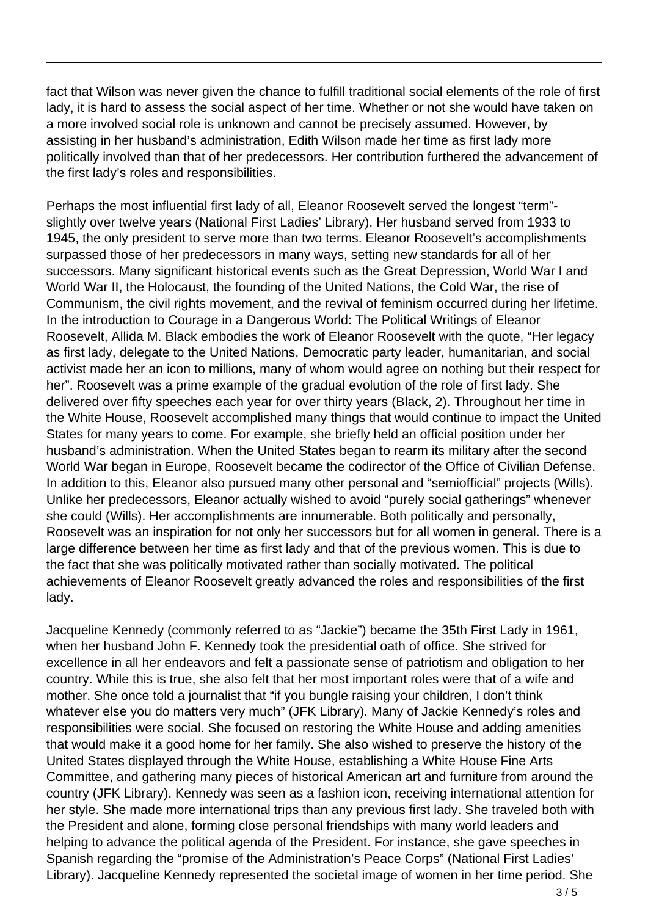fact that Wilson was never given the chance to fulfill traditional social elements of the role of first lady, it is hard to assess the social aspect of her time. Whether or not she would have taken on a more involved social role is unknown and cannot be precisely assumed. However, by assisting in her husband's administration, Edith Wilson made her time as first lady more politically involved than that of her predecessors. Her contribution furthered the advancement of the first lady's roles and responsibilities.

Perhaps the most influential first lady of all, Eleanor Roosevelt served the longest "term"- slightly over twelve years (National First Ladies' Library). Her husband served from 1933 to 1945, the only president to serve more than two terms. Eleanor Roosevelt's accomplishments surpassed those of her predecessors in many ways, setting new standards for all of her successors. Many significant historical events such as the Great Depression, World War I and World War II, the Holocaust, the founding of the United Nations, the Cold War, the rise of Communism, the civil rights movement, and the revival of feminism occurred during her lifetime. In the introduction to Courage in a Dangerous World: The Political Writings of Eleanor Roosevelt, Allida M. Black embodies the work of Eleanor Roosevelt with the quote, "Her legacy as first lady, delegate to the United Nations, Democratic party leader, humanitarian, and social activist made her an icon to millions, many of whom would agree on nothing but their respect for her". Roosevelt was a prime example of the gradual evolution of the role of first lady. She delivered over fifty speeches each year for over thirty years (Black, 2). Throughout her time in the White House, Roosevelt accomplished many things that would continue to impact the United States for many years to come. For example, she briefly held an official position under her husband's administration. When the United States began to rearm its military after the second World War began in Europe, Roosevelt became the codirector of the Office of Civilian Defense. In addition to this, Eleanor also pursued many other personal and "semiofficial" projects (Wills). Unlike her predecessors, Eleanor actually wished to avoid "purely social gatherings" whenever she could (Wills). Her accomplishments are innumerable. Both politically and personally, Roosevelt was an inspiration for not only her successors but for all women in general. There is a large difference between her time as first lady and that of the previous women. This is due to the fact that she was politically motivated rather than socially motivated. The political achievements of Eleanor Roosevelt greatly advanced the roles and responsibilities of the first lady.

Jacqueline Kennedy (commonly referred to as "Jackie") became the 35th First Lady in 1961, when her husband John F. Kennedy took the presidential oath of office. She strived for excellence in all her endeavors and felt a passionate sense of patriotism and obligation to her country. While this is true, she also felt that her most important roles were that of a wife and mother. She once told a journalist that "if you bungle raising your children, I don't think whatever else you do matters very much" (JFK Library). Many of Jackie Kennedy's roles and responsibilities were social. She focused on restoring the White House and adding amenities that would make it a good home for her family. She also wished to preserve the history of the United States displayed through the White House, establishing a White House Fine Arts Committee, and gathering many pieces of historical American art and furniture from around the country (JFK Library). Kennedy was seen as a fashion icon, receiving international attention for her style. She made more international trips than any previous first lady. She traveled both with the President and alone, forming close personal friendships with many world leaders and helping to advance the political agenda of the President. For instance, she gave speeches in Spanish regarding the "promise of the Administration's Peace Corps" (National First Ladies' Library). Jacqueline Kennedy represented the societal image of women in her time period. She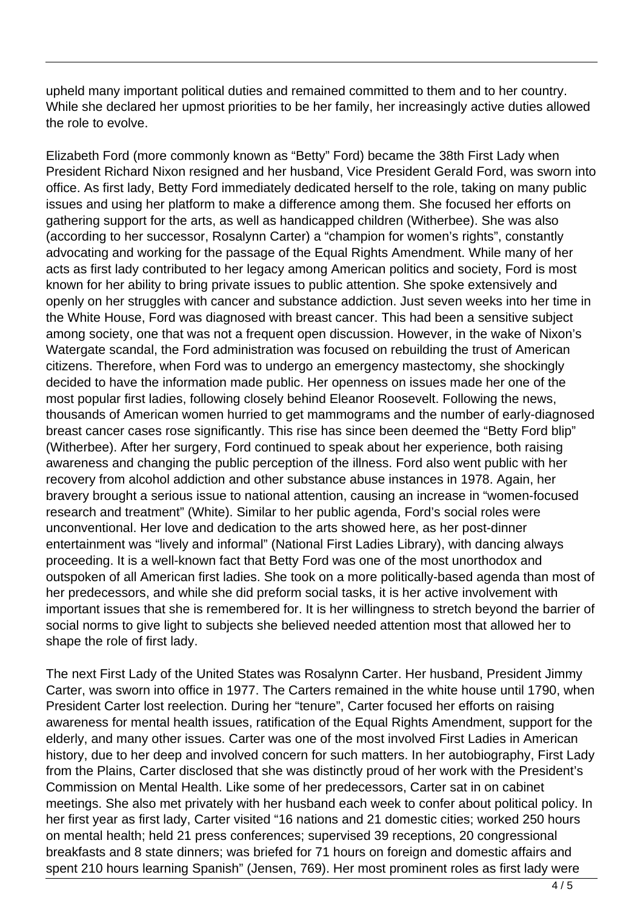upheld many important political duties and remained committed to them and to her country. While she declared her upmost priorities to be her family, her increasingly active duties allowed the role to evolve.

Elizabeth Ford (more commonly known as "Betty" Ford) became the 38th First Lady when President Richard Nixon resigned and her husband, Vice President Gerald Ford, was sworn into office. As first lady, Betty Ford immediately dedicated herself to the role, taking on many public issues and using her platform to make a difference among them. She focused her efforts on gathering support for the arts, as well as handicapped children (Witherbee). She was also (according to her successor, Rosalynn Carter) a "champion for women's rights", constantly advocating and working for the passage of the Equal Rights Amendment. While many of her acts as first lady contributed to her legacy among American politics and society, Ford is most known for her ability to bring private issues to public attention. She spoke extensively and openly on her struggles with cancer and substance addiction. Just seven weeks into her time in the White House, Ford was diagnosed with breast cancer. This had been a sensitive subject among society, one that was not a frequent open discussion. However, in the wake of Nixon's Watergate scandal, the Ford administration was focused on rebuilding the trust of American citizens. Therefore, when Ford was to undergo an emergency mastectomy, she shockingly decided to have the information made public. Her openness on issues made her one of the most popular first ladies, following closely behind Eleanor Roosevelt. Following the news, thousands of American women hurried to get mammograms and the number of early-diagnosed breast cancer cases rose significantly. This rise has since been deemed the "Betty Ford blip" (Witherbee). After her surgery, Ford continued to speak about her experience, both raising awareness and changing the public perception of the illness. Ford also went public with her recovery from alcohol addiction and other substance abuse instances in 1978. Again, her bravery brought a serious issue to national attention, causing an increase in "women-focused research and treatment" (White). Similar to her public agenda, Ford's social roles were unconventional. Her love and dedication to the arts showed here, as her post-dinner entertainment was "lively and informal" (National First Ladies Library), with dancing always proceeding. It is a well-known fact that Betty Ford was one of the most unorthodox and outspoken of all American first ladies. She took on a more politically-based agenda than most of her predecessors, and while she did preform social tasks, it is her active involvement with important issues that she is remembered for. It is her willingness to stretch beyond the barrier of social norms to give light to subjects she believed needed attention most that allowed her to shape the role of first lady.

The next First Lady of the United States was Rosalynn Carter. Her husband, President Jimmy Carter, was sworn into office in 1977. The Carters remained in the white house until 1790, when President Carter lost reelection. During her "tenure", Carter focused her efforts on raising awareness for mental health issues, ratification of the Equal Rights Amendment, support for the elderly, and many other issues. Carter was one of the most involved First Ladies in American history, due to her deep and involved concern for such matters. In her autobiography, First Lady from the Plains, Carter disclosed that she was distinctly proud of her work with the President's Commission on Mental Health. Like some of her predecessors, Carter sat in on cabinet meetings. She also met privately with her husband each week to confer about political policy. In her first year as first lady, Carter visited "16 nations and 21 domestic cities; worked 250 hours on mental health; held 21 press conferences; supervised 39 receptions, 20 congressional breakfasts and 8 state dinners; was briefed for 71 hours on foreign and domestic affairs and spent 210 hours learning Spanish" (Jensen, 769). Her most prominent roles as first lady were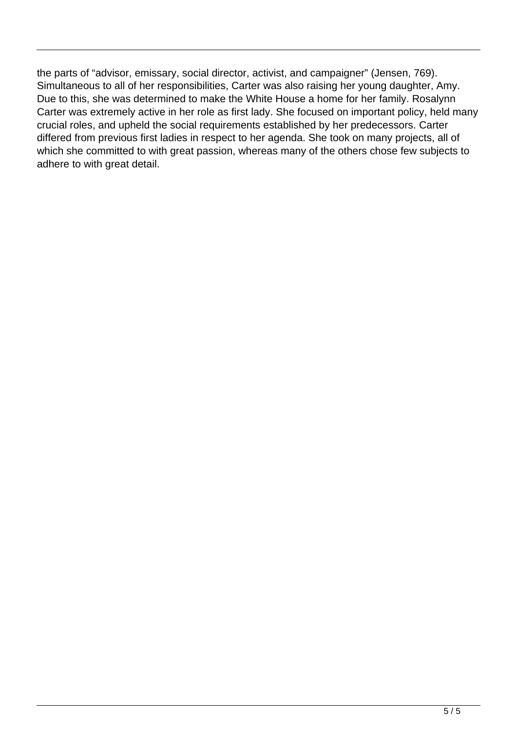the parts of "advisor, emissary, social director, activist, and campaigner" (Jensen, 769). Simultaneous to all of her responsibilities, Carter was also raising her young daughter, Amy. Due to this, she was determined to make the White House a home for her family. Rosalynn Carter was extremely active in her role as first lady. She focused on important policy, held many crucial roles, and upheld the social requirements established by her predecessors. Carter differed from previous first ladies in respect to her agenda. She took on many projects, all of which she committed to with great passion, whereas many of the others chose few subjects to adhere to with great detail.